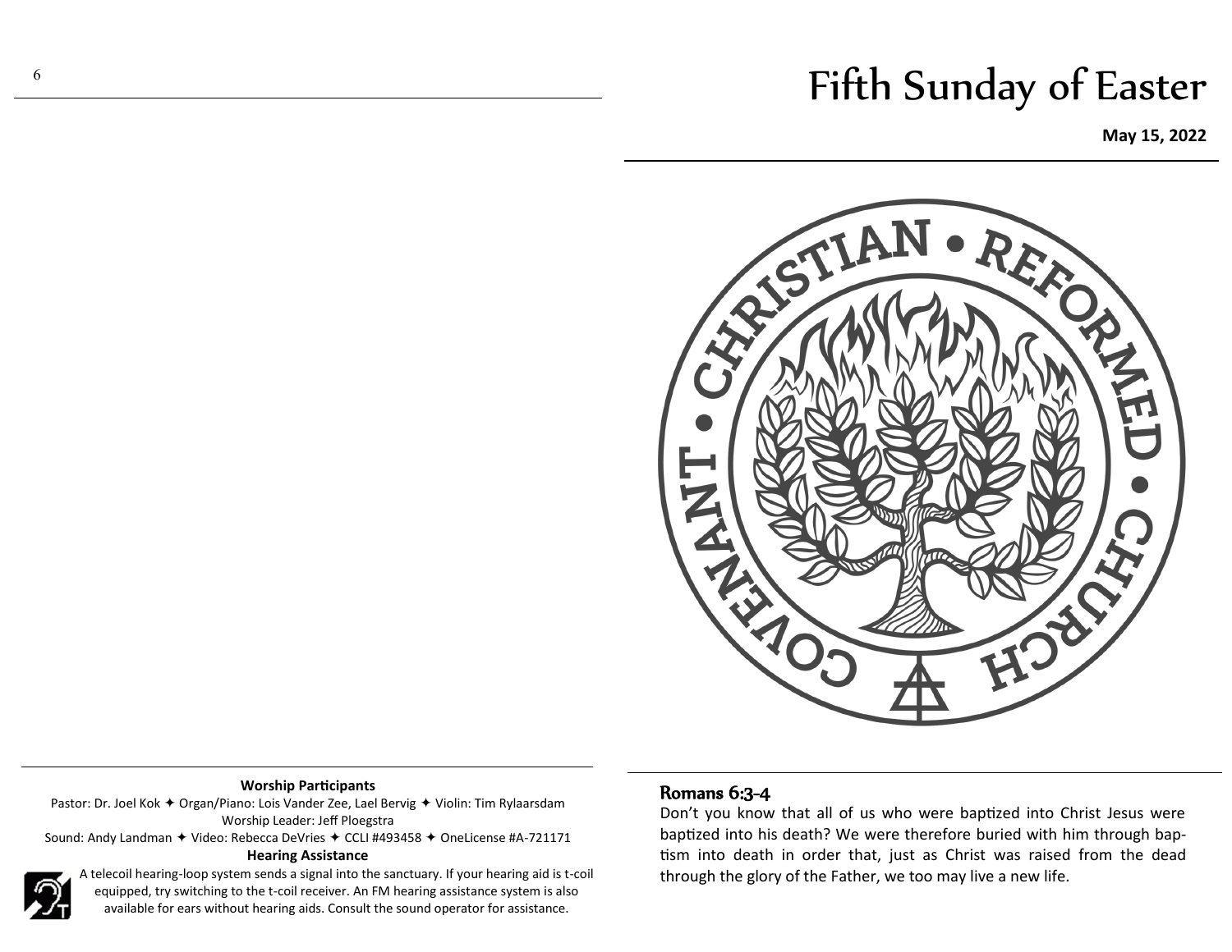# Fifth Sunday of Easter

**May 15, 2022**

COVENANT • CHRISTIAN • REFORMED • CHURCH

## Romans 6:3-4

Don't you know that all of us who were baptized into Christ Jesus were baptized into his death? We were therefore buried with him through baptism into death in order that, just as Christ was raised from the dead through the glory of the Father, we too may live a new life.

**Worship Participants**

Pastor: Dr. Joel Kok ✦ Organ/Piano: Lois Vander Zee, Lael Bervig ✦ Violin: Tim Rylaarsdam
Worship Leader: Jeff Ploegstra
Sound: Andy Landman ✦ Video: Rebecca DeVries ✦ CCLI #493458 ✦ OneLicense #A-721171

**Hearing Assistance**

A telecoil hearing-loop system sends a signal into the sanctuary. If your hearing aid is t-coil equipped, try switching to the t-coil receiver. An FM hearing assistance system is also available for ears without hearing aids. Consult the sound operator for assistance.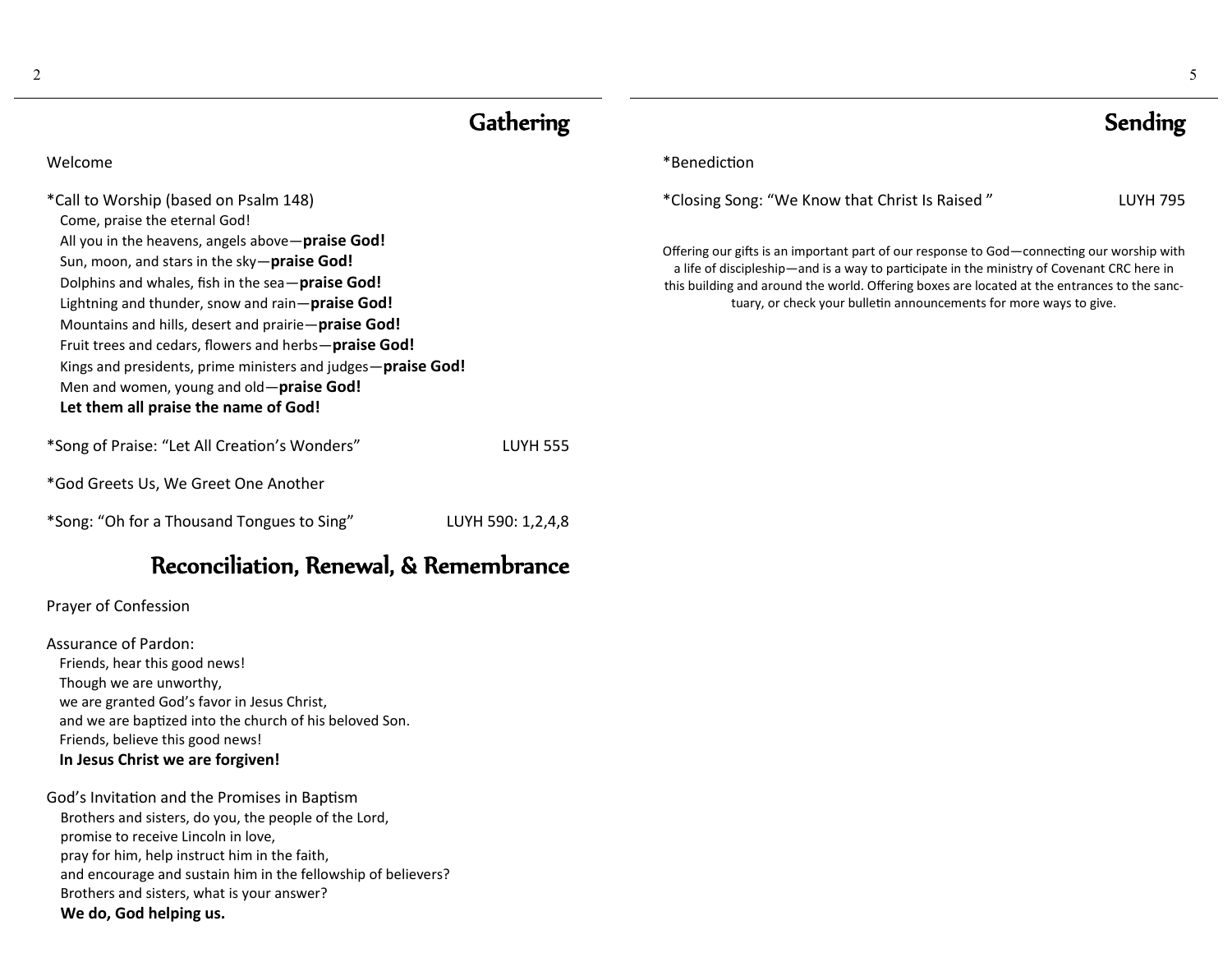## Gathering

Welcome

*Call to Worship (based on Psalm 148)
Come, praise the eternal God!
All you in the heavens, angels above—**praise God!**
Sun, moon, and stars in the sky—**praise God!**
Dolphins and whales, fish in the sea—**praise God!**
Lightning and thunder, snow and rain—**praise God!**
Mountains and hills, desert and prairie—**praise God!**
Fruit trees and cedars, flowers and herbs—**praise God!**
Kings and presidents, prime ministers and judges—**praise God!**
Men and women, young and old—**praise God!**
**Let them all praise the name of God!**

*Song of Praise: "Let All Creation's Wonders" LUYH 555

*God Greets Us, We Greet One Another

*Song: "Oh for a Thousand Tongues to Sing" LUYH 590: 1,2,4,8

## Reconciliation, Renewal, & Remembrance

Prayer of Confession

Assurance of Pardon:
Friends, hear this good news!
Though we are unworthy,
we are granted God's favor in Jesus Christ,
and we are baptized into the church of his beloved Son.
Friends, believe this good news!
**In Jesus Christ we are forgiven!**

God's Invitation and the Promises in Baptism
Brothers and sisters, do you, the people of the Lord,
promise to receive Lincoln in love,
pray for him, help instruct him in the faith,
and encourage and sustain him in the fellowship of believers?
Brothers and sisters, what is your answer?
**We do, God helping us.**

## Sending

*Benediction

*Closing Song: "We Know that Christ Is Raised" LUYH 795

Offering our gifts is an important part of our response to God—connecting our worship with a life of discipleship—and is a way to participate in the ministry of Covenant CRC here in this building and around the world. Offering boxes are located at the entrances to the sanctuary, or check your bulletin announcements for more ways to give.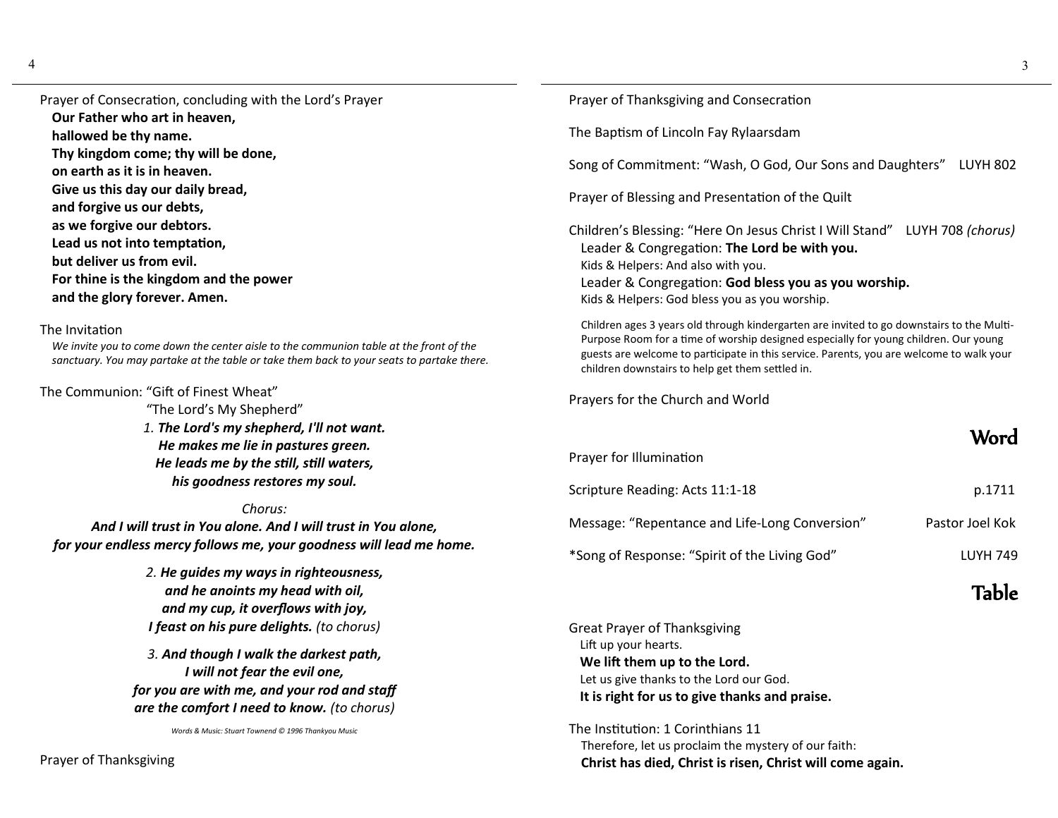Prayer of Thanksgiving and Consecration

The Baptism of Lincoln Fay Rylaarsdam

Song of Commitment: "Wash, O God, Our Sons and Daughters" LUYH 802

Prayer of Blessing and Presentation of the Quilt

Children's Blessing: "Here On Jesus Christ I Will Stand" LUYH 708 *(chorus)*

Leader & Congregation: **The Lord be with you.**
Kids & Helpers: And also with you.
Leader & Congregation: **God bless you as you worship.**
Kids & Helpers: God bless you as you worship.

Children ages 3 years old through kindergarten are invited to go downstairs to the Multi-Purpose Room for a time of worship designed especially for young children. Our young guests are welcome to participate in this service. Parents, you are welcome to walk your children downstairs to help get them settled in.

Prayers for the Church and World

## Word

Prayer for Illumination

Scripture Reading: Acts 11:1-18 p.1711

Message: "Repentance and Life-Long Conversion" Pastor Joel Kok

*Song of Response: "Spirit of the Living God" LUYH 749

## Table

Great Prayer of Thanksgiving
Lift up your hearts.
**We lift them up to the Lord.**
Let us give thanks to the Lord our God.
**It is right for us to give thanks and praise.**

The Institution: 1 Corinthians 11
Therefore, let us proclaim the mystery of our faith:
**Christ has died, Christ is risen, Christ will come again.**

Prayer of Consecration, concluding with the Lord's Prayer
**Our Father who art in heaven,**
**hallowed be thy name.**
**Thy kingdom come; thy will be done,**
**on earth as it is in heaven.**
**Give us this day our daily bread,**
**and forgive us our debts,**
**as we forgive our debtors.**
**Lead us not into temptation,**
**but deliver us from evil.**
**For thine is the kingdom and the power**
**and the glory forever. Amen.**

The Invitation
*We invite you to come down the center aisle to the communion table at the front of the sanctuary. You may partake at the table or take them back to your seats to partake there.*

The Communion: "Gift of Finest Wheat"
"The Lord's My Shepherd"

*1. **The Lord's my shepherd, I'll not want.***
***He makes me lie in pastures green.***
***He leads me by the still, still waters,***
***his goodness restores my soul.***

*Chorus:*
***And I will trust in You alone. And I will trust in You alone,***
***for your endless mercy follows me, your goodness will lead me home.***

*2. **He guides my ways in righteousness,***
***and he anoints my head with oil,***
***and my cup, it overflows with joy,***
***I feast on his pure delights.** (to chorus)*

*3. **And though I walk the darkest path,***
***I will not fear the evil one,***
***for you are with me, and your rod and staff***
***are the comfort I need to know.** (to chorus)*

*Words & Music: Stuart Townend © 1996 Thankyou Music*

Prayer of Thanksgiving